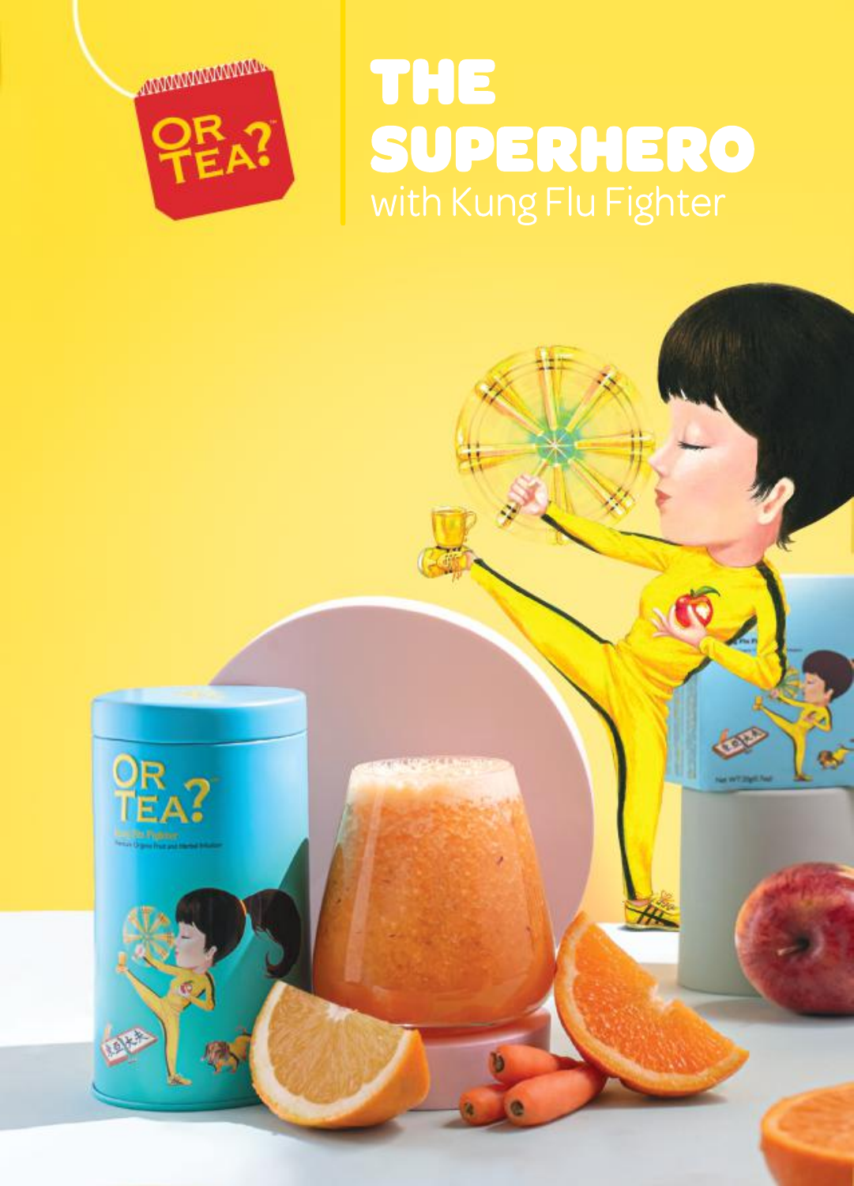# THE SUPERHERO

with Kung Flu Fighter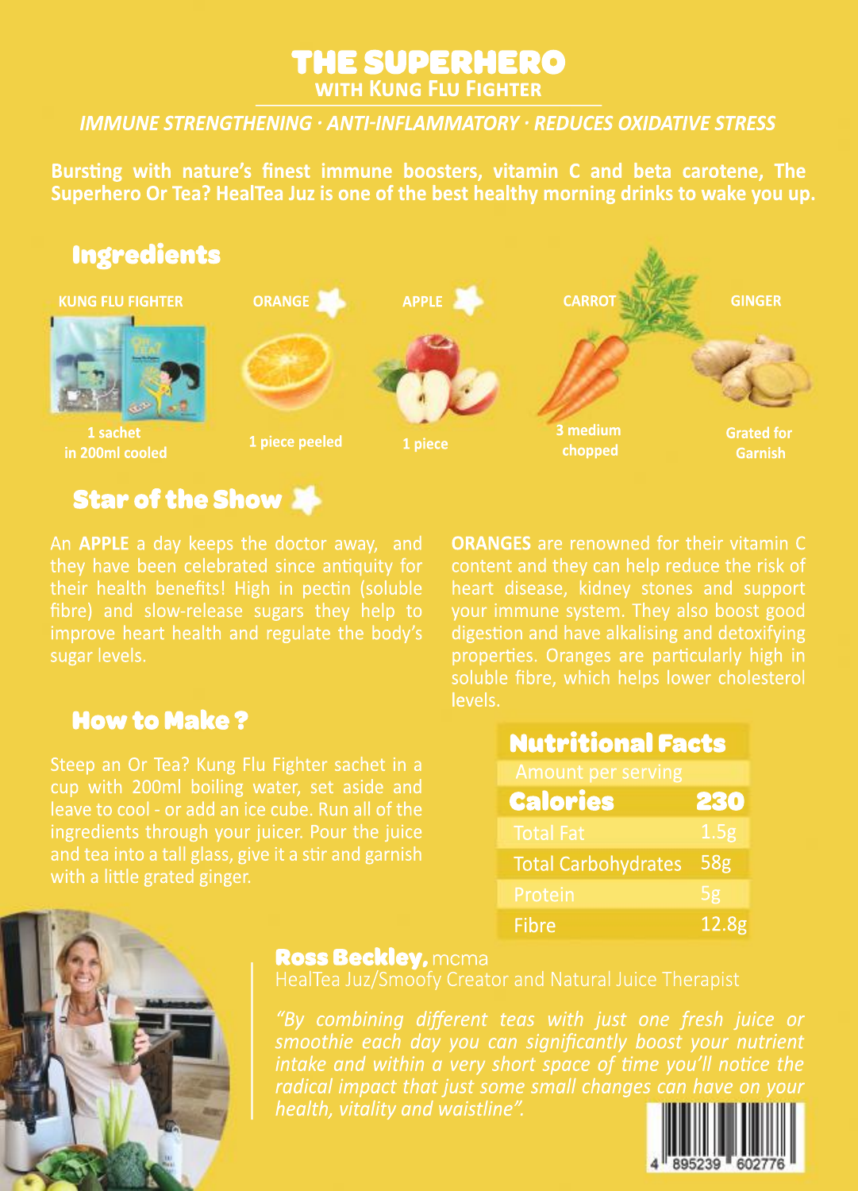# THE SUPERHERO

## WITH KUNG FLU FIGHTER

*IMMUNE STRENGTHENING · ANTI-INFLAMMATORY · REDUCES OXIDATIVE STRESS*

**Bursting with nature's finest immune boosters, vitamin C and beta carotene, The Superhero Or Tea? HealTea Juz is one of the best healthy morning drinks to wake you up.**

## Ingredients

| KUNG FLU FIGHTER | ORANGE | APPLE | CARROT | GINGER |
|---|---|---|---|---|
| 1 sachet in 200ml cooled | 1 piece peeled | 1 piece | 3 medium chopped | Grated for Garnish |

## Star of the Show

An **APPLE** a day keeps the doctor away, and they have been celebrated since antiquity for their health benefits! High in pectin (soluble fibre) and slow-release sugars they help to improve heart health and regulate the body's sugar levels.

**ORANGES** are renowned for their vitamin C content and they can help reduce the risk of heart disease, kidney stones and support your immune system. They also boost good digestion and have alkalising and detoxifying properties. Oranges are particularly high in soluble fibre, which helps lower cholesterol levels.

## How to Make ?

Steep an Or Tea? Kung Flu Fighter sachet in a cup with 200ml boiling water, set aside and leave to cool - or add an ice cube. Run all of the ingredients through your juicer. Pour the juice and tea into a tall glass, give it a stir and garnish with a little grated ginger.

## Nutritional Facts

| Amount per serving | |
|---|---|
| **Calories** | **230** |
| Total Fat | 1.5g |
| Total Carbohydrates | 58g |
| Protein | 5g |
| Fibre | 12.8g |

**Ross Beckley,** mcma
HealTea Juz/Smoofy Creator and Natural Juice Therapist

*"By combining different teas with just one fresh juice or smoothie each day you can significantly boost your nutrient intake and within a very short space of time you'll notice the radical impact that just some small changes can have on your health, vitality and waistline".*

4 895239 602776